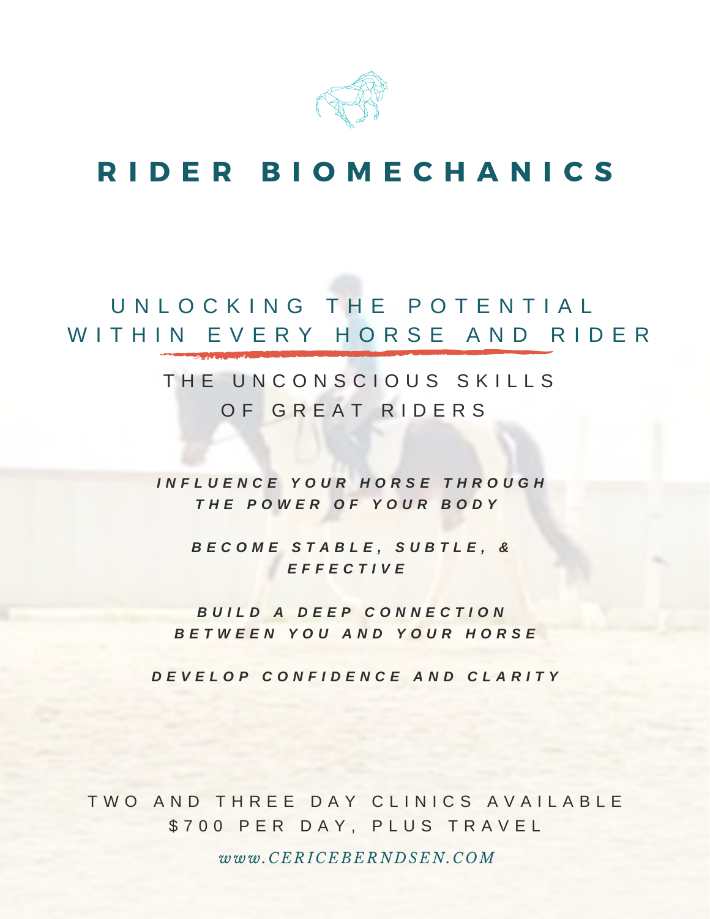# RIDER BIOMECHANICS

## UNLOCKING THE POTENTIAL WITHIN EVERY HORSE AND RIDER

### THE UNCONSCIOUS SKILLS OF GREAT RIDERS

***INFLUENCE YOUR HORSE THROUGH THE POWER OF YOUR BODY***

***BECOME STABLE, SUBTLE, & EFFECTIVE***

***BUILD A DEEP CONNECTION BETWEEN YOU AND YOUR HORSE***

***DEVELOP CONFIDENCE AND CLARITY***

TWO AND THREE DAY CLINICS AVAILABLE
$700 PER DAY, PLUS TRAVEL

*www.CERICEBERNDSEN.COM*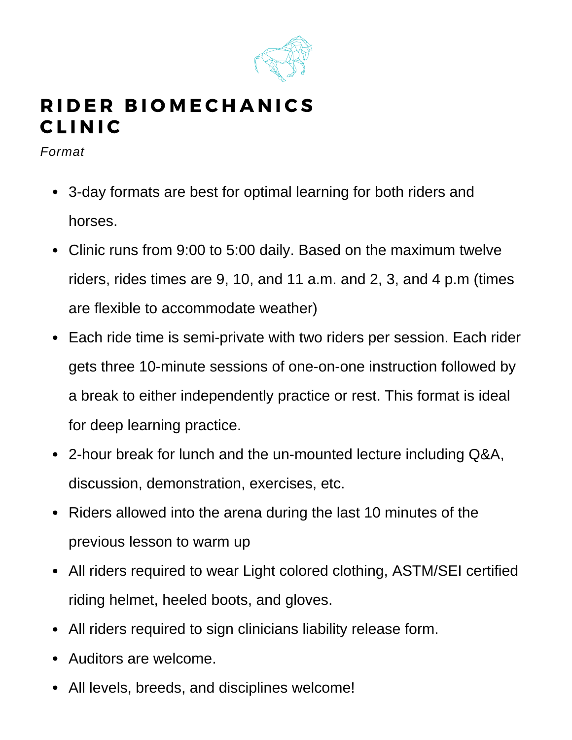# RIDER BIOMECHANICS CLINIC

*Format*

- 3-day formats are best for optimal learning for both riders and horses.
- Clinic runs from 9:00 to 5:00 daily. Based on the maximum twelve riders, rides times are 9, 10, and 11 a.m. and 2, 3, and 4 p.m (times are flexible to accommodate weather)
- Each ride time is semi-private with two riders per session. Each rider gets three 10-minute sessions of one-on-one instruction followed by a break to either independently practice or rest. This format is ideal for deep learning practice.
- 2-hour break for lunch and the un-mounted lecture including Q&A, discussion, demonstration, exercises, etc.
- Riders allowed into the arena during the last 10 minutes of the previous lesson to warm up
- All riders required to wear Light colored clothing, ASTM/SEI certified riding helmet, heeled boots, and gloves.
- All riders required to sign clinicians liability release form.
- Auditors are welcome.
- All levels, breeds, and disciplines welcome!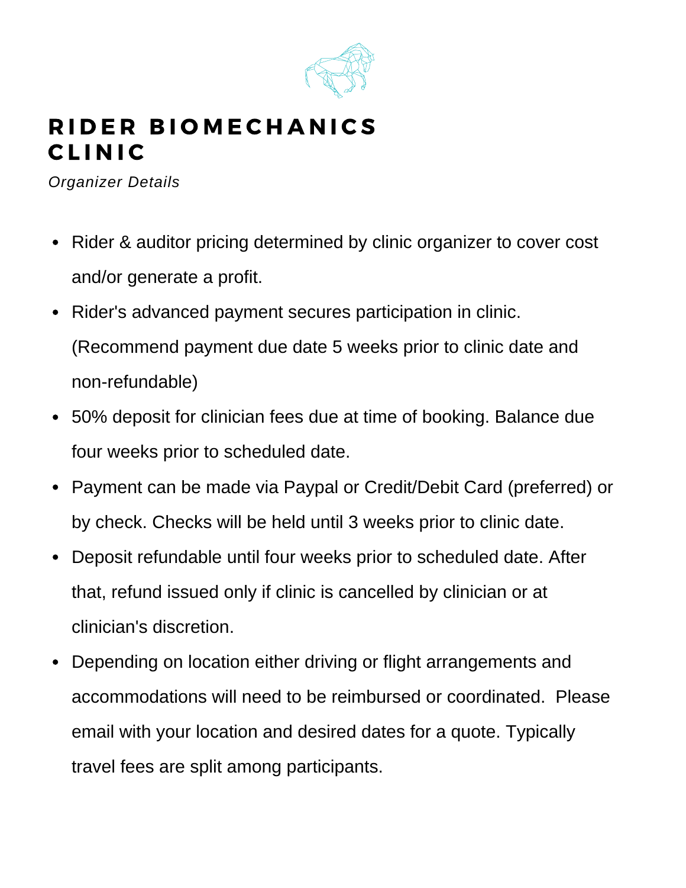# RIDER BIOMECHANICS CLINIC

*Organizer Details*

- Rider & auditor pricing determined by clinic organizer to cover cost and/or generate a profit.
- Rider's advanced payment secures participation in clinic. (Recommend payment due date 5 weeks prior to clinic date and non-refundable)
- 50% deposit for clinician fees due at time of booking. Balance due four weeks prior to scheduled date.
- Payment can be made via Paypal or Credit/Debit Card (preferred) or by check. Checks will be held until 3 weeks prior to clinic date.
- Deposit refundable until four weeks prior to scheduled date. After that, refund issued only if clinic is cancelled by clinician or at clinician's discretion.
- Depending on location either driving or flight arrangements and accommodations will need to be reimbursed or coordinated. Please email with your location and desired dates for a quote. Typically travel fees are split among participants.